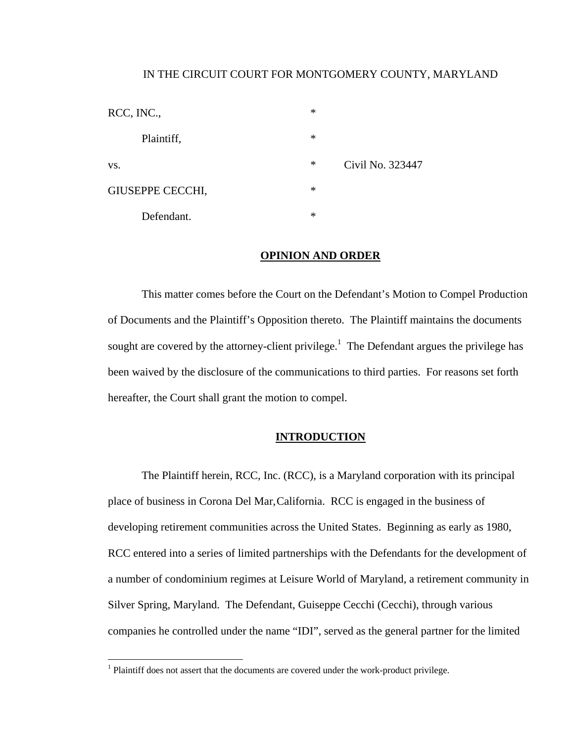IN THE CIRCUIT COURT FOR MONTGOMERY COUNTY, MARYLAND

| | | |
|---|---|---|
| RCC, INC., | * | |
| Plaintiff, | * | |
| vs. | * | Civil No. 323447 |
| GIUSEPPE CECCHI, | * | |
| Defendant. | * | |

## OPINION AND ORDER

This matter comes before the Court on the Defendant's Motion to Compel Production of Documents and the Plaintiff's Opposition thereto. The Plaintiff maintains the documents sought are covered by the attorney-client privilege.[1] The Defendant argues the privilege has been waived by the disclosure of the communications to third parties. For reasons set forth hereafter, the Court shall grant the motion to compel.

## INTRODUCTION

The Plaintiff herein, RCC, Inc. (RCC), is a Maryland corporation with its principal place of business in Corona Del Mar, California. RCC is engaged in the business of developing retirement communities across the United States. Beginning as early as 1980, RCC entered into a series of limited partnerships with the Defendants for the development of a number of condominium regimes at Leisure World of Maryland, a retirement community in Silver Spring, Maryland. The Defendant, Guiseppe Cecchi (Cecchi), through various companies he controlled under the name "IDI", served as the general partner for the limited

[1] Plaintiff does not assert that the documents are covered under the work-product privilege.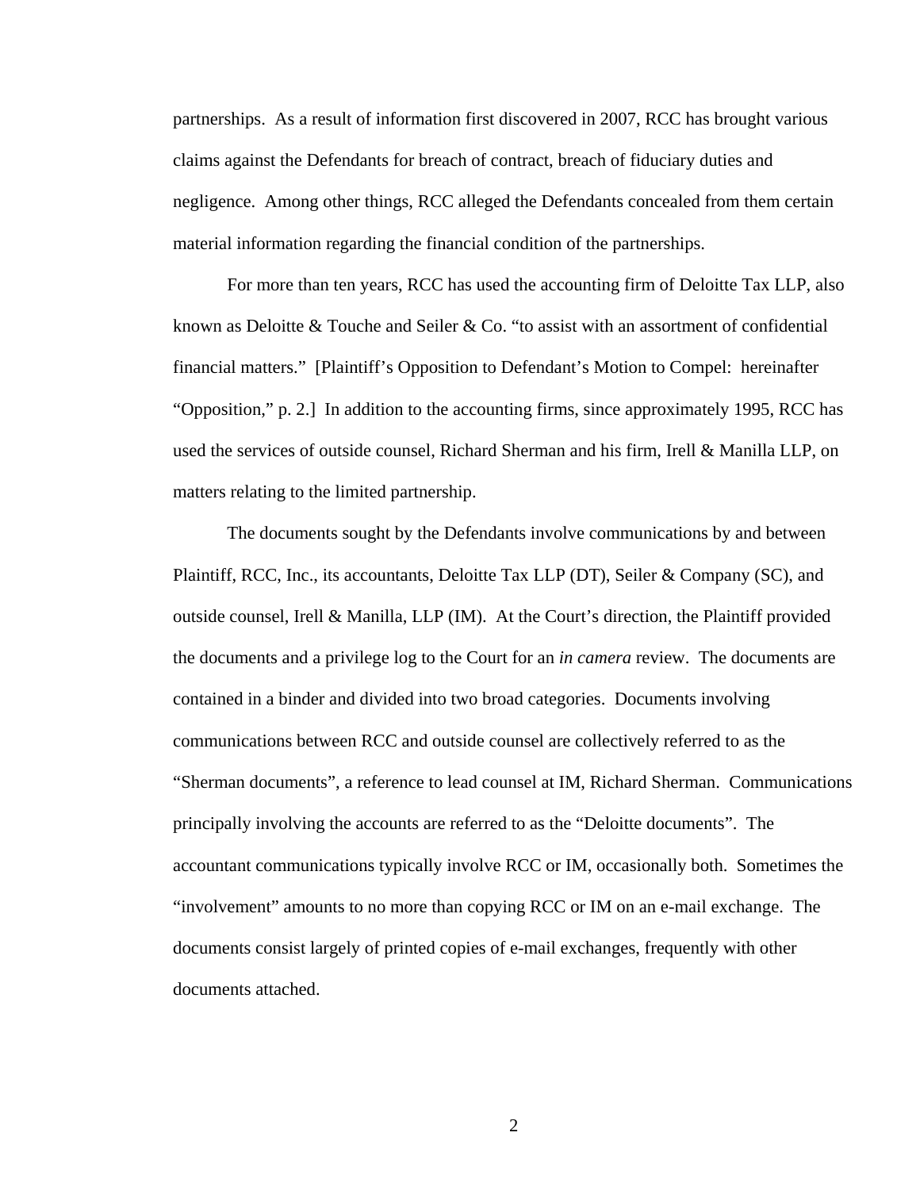partnerships. As a result of information first discovered in 2007, RCC has brought various claims against the Defendants for breach of contract, breach of fiduciary duties and negligence. Among other things, RCC alleged the Defendants concealed from them certain material information regarding the financial condition of the partnerships.

For more than ten years, RCC has used the accounting firm of Deloitte Tax LLP, also known as Deloitte & Touche and Seiler & Co. "to assist with an assortment of confidential financial matters." [Plaintiff's Opposition to Defendant's Motion to Compel: hereinafter "Opposition," p. 2.] In addition to the accounting firms, since approximately 1995, RCC has used the services of outside counsel, Richard Sherman and his firm, Irell & Manilla LLP, on matters relating to the limited partnership.

The documents sought by the Defendants involve communications by and between Plaintiff, RCC, Inc., its accountants, Deloitte Tax LLP (DT), Seiler & Company (SC), and outside counsel, Irell & Manilla, LLP (IM). At the Court's direction, the Plaintiff provided the documents and a privilege log to the Court for an *in camera* review. The documents are contained in a binder and divided into two broad categories. Documents involving communications between RCC and outside counsel are collectively referred to as the "Sherman documents", a reference to lead counsel at IM, Richard Sherman. Communications principally involving the accounts are referred to as the "Deloitte documents". The accountant communications typically involve RCC or IM, occasionally both. Sometimes the "involvement" amounts to no more than copying RCC or IM on an e-mail exchange. The documents consist largely of printed copies of e-mail exchanges, frequently with other documents attached.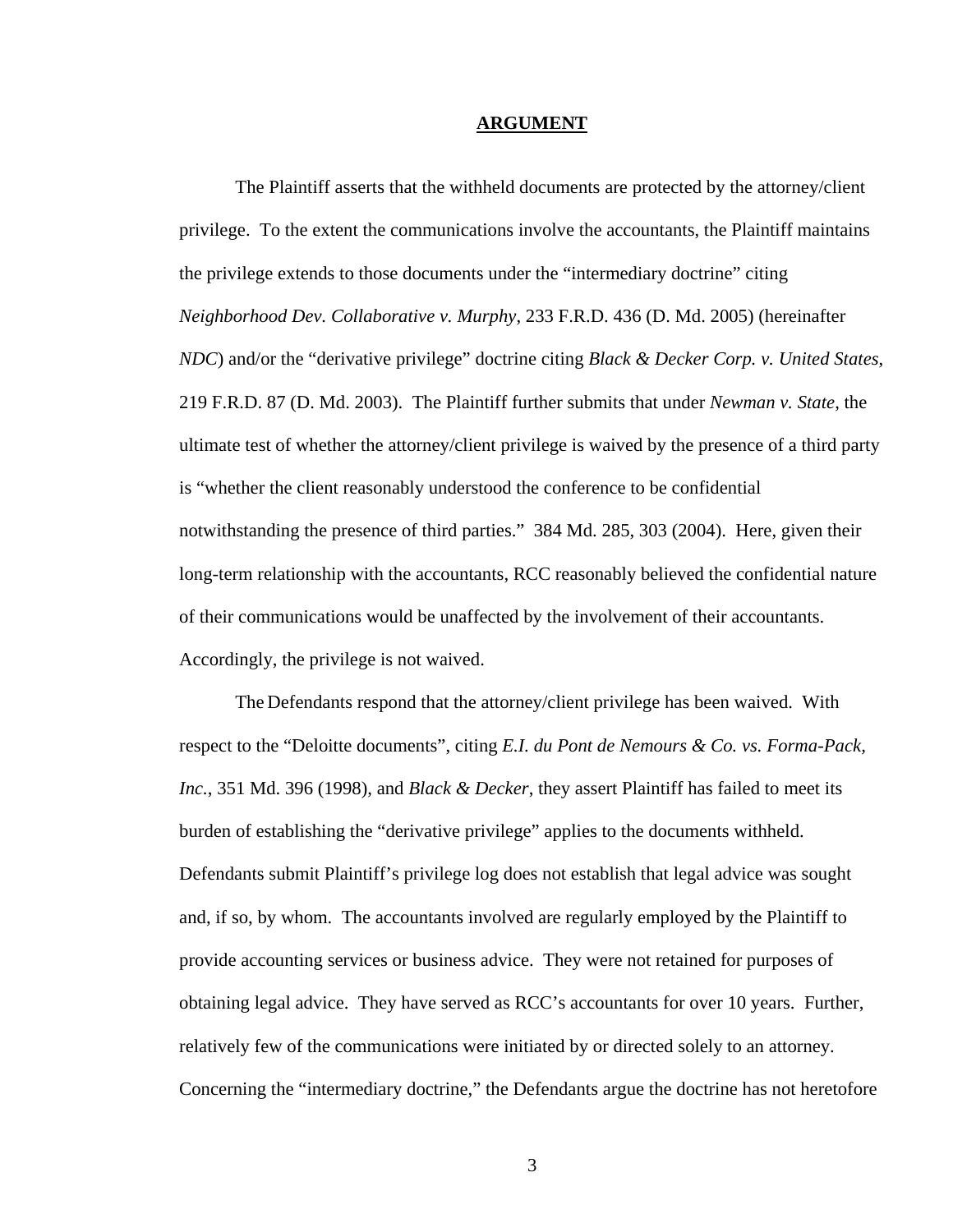## ARGUMENT

The Plaintiff asserts that the withheld documents are protected by the attorney/client privilege. To the extent the communications involve the accountants, the Plaintiff maintains the privilege extends to those documents under the "intermediary doctrine" citing *Neighborhood Dev. Collaborative v. Murphy*, 233 F.R.D. 436 (D. Md. 2005) (hereinafter *NDC*) and/or the "derivative privilege" doctrine citing *Black & Decker Corp. v. United States*, 219 F.R.D. 87 (D. Md. 2003). The Plaintiff further submits that under *Newman v. State*, the ultimate test of whether the attorney/client privilege is waived by the presence of a third party is "whether the client reasonably understood the conference to be confidential notwithstanding the presence of third parties." 384 Md. 285, 303 (2004). Here, given their long-term relationship with the accountants, RCC reasonably believed the confidential nature of their communications would be unaffected by the involvement of their accountants. Accordingly, the privilege is not waived.

The Defendants respond that the attorney/client privilege has been waived. With respect to the "Deloitte documents", citing *E.I. du Pont de Nemours & Co. vs. Forma-Pack, Inc.*, 351 Md. 396 (1998), and *Black & Decker*, they assert Plaintiff has failed to meet its burden of establishing the "derivative privilege" applies to the documents withheld. Defendants submit Plaintiff's privilege log does not establish that legal advice was sought and, if so, by whom. The accountants involved are regularly employed by the Plaintiff to provide accounting services or business advice. They were not retained for purposes of obtaining legal advice. They have served as RCC's accountants for over 10 years. Further, relatively few of the communications were initiated by or directed solely to an attorney. Concerning the "intermediary doctrine," the Defendants argue the doctrine has not heretofore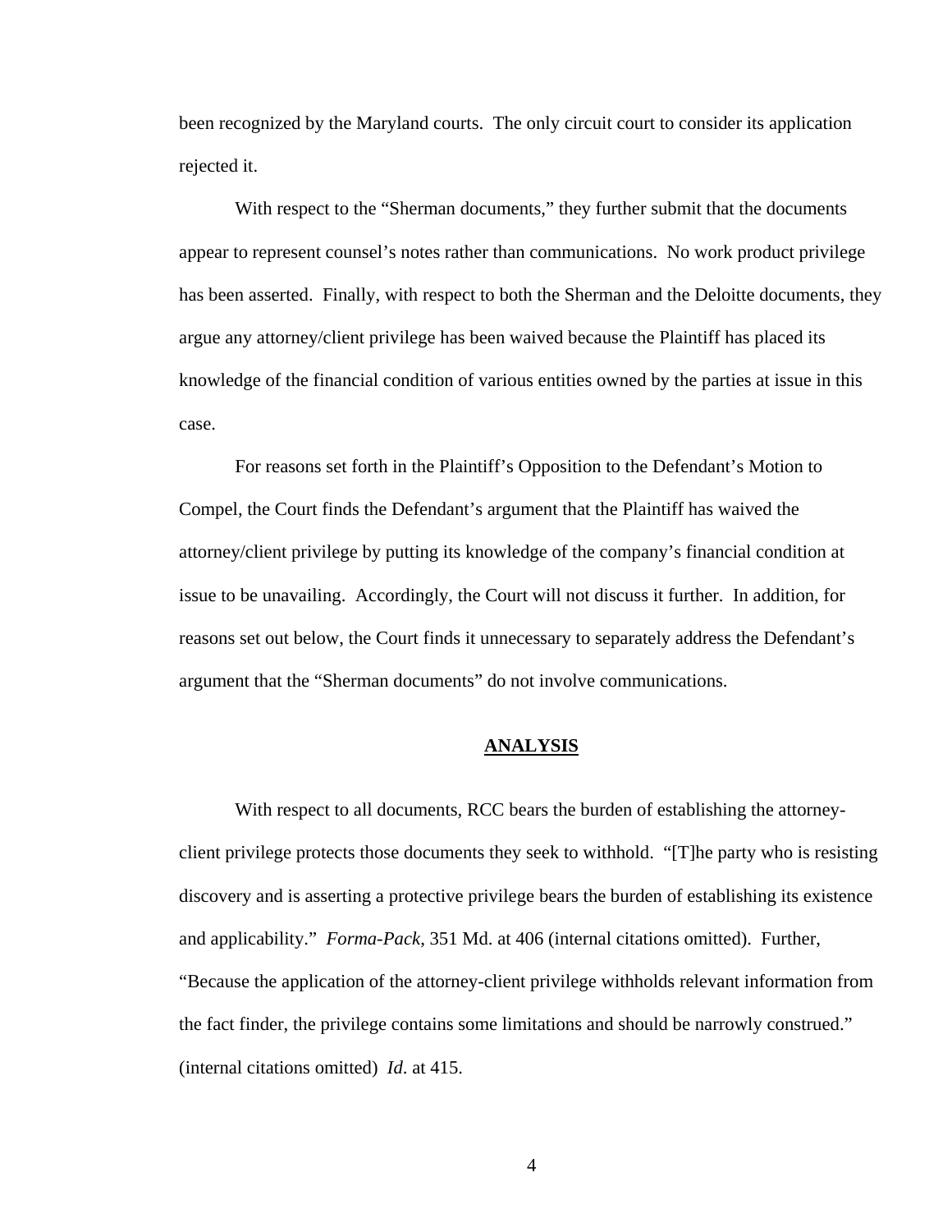been recognized by the Maryland courts. The only circuit court to consider its application rejected it.

With respect to the "Sherman documents," they further submit that the documents appear to represent counsel's notes rather than communications. No work product privilege has been asserted. Finally, with respect to both the Sherman and the Deloitte documents, they argue any attorney/client privilege has been waived because the Plaintiff has placed its knowledge of the financial condition of various entities owned by the parties at issue in this case.

For reasons set forth in the Plaintiff's Opposition to the Defendant's Motion to Compel, the Court finds the Defendant's argument that the Plaintiff has waived the attorney/client privilege by putting its knowledge of the company's financial condition at issue to be unavailing. Accordingly, the Court will not discuss it further. In addition, for reasons set out below, the Court finds it unnecessary to separately address the Defendant's argument that the "Sherman documents" do not involve communications.

## ANALYSIS

With respect to all documents, RCC bears the burden of establishing the attorney-client privilege protects those documents they seek to withhold. "[T]he party who is resisting discovery and is asserting a protective privilege bears the burden of establishing its existence and applicability." *Forma-Pack*, 351 Md. at 406 (internal citations omitted). Further, "Because the application of the attorney-client privilege withholds relevant information from the fact finder, the privilege contains some limitations and should be narrowly construed." (internal citations omitted) *Id*. at 415.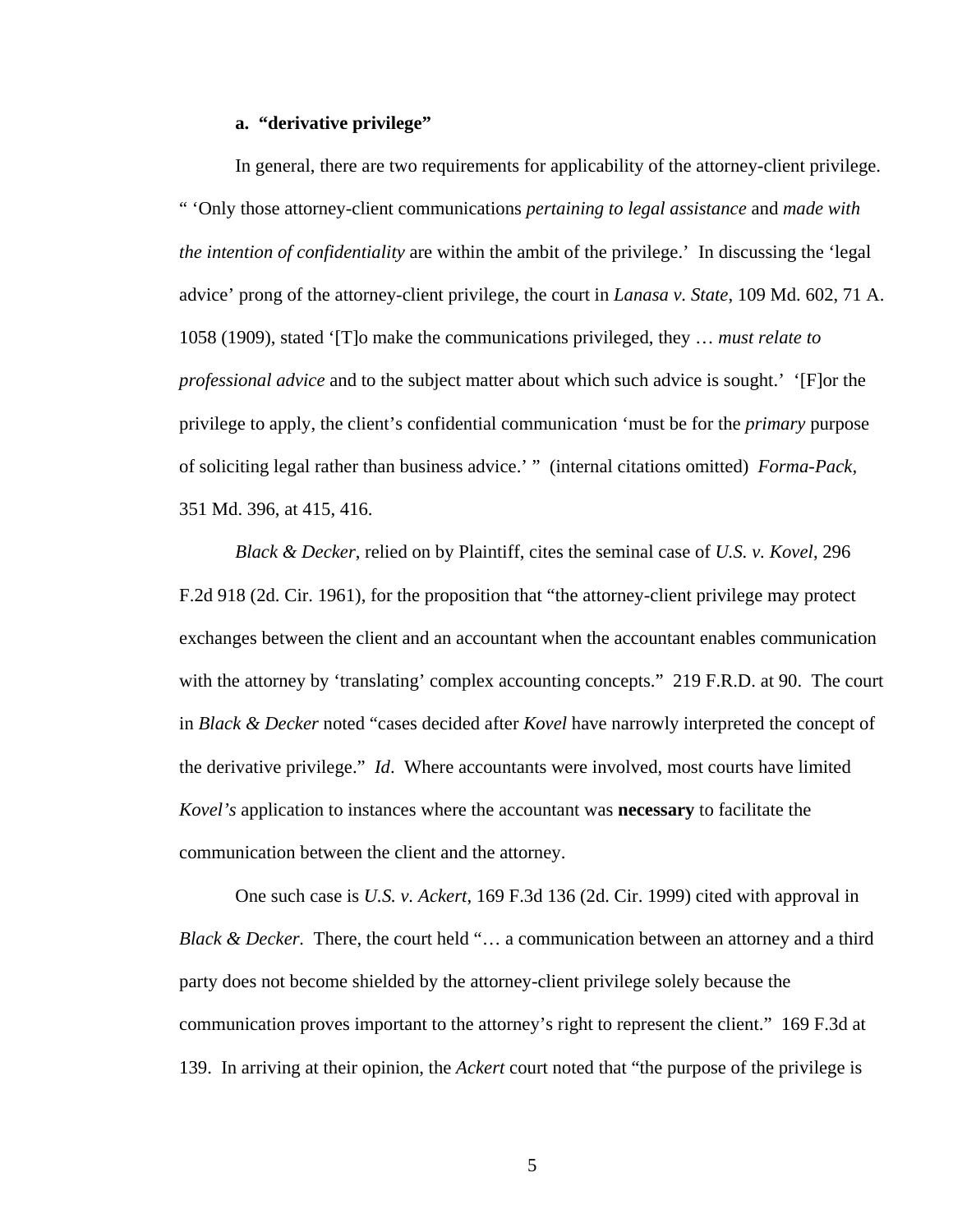### a. **"derivative privilege"**

In general, there are two requirements for applicability of the attorney-client privilege. " 'Only those attorney-client communications *pertaining to legal assistance* and *made with the intention of confidentiality* are within the ambit of the privilege.' In discussing the 'legal advice' prong of the attorney-client privilege, the court in *Lanasa v. State*, 109 Md. 602, 71 A. 1058 (1909), stated '[T]o make the communications privileged, they … *must relate to professional advice* and to the subject matter about which such advice is sought.' '[F]or the privilege to apply, the client's confidential communication 'must be for the *primary* purpose of soliciting legal rather than business advice.' " (internal citations omitted) *Forma-Pack*, 351 Md. 396, at 415, 416.

*Black & Decker*, relied on by Plaintiff, cites the seminal case of *U.S. v. Kovel*, 296 F.2d 918 (2d. Cir. 1961), for the proposition that "the attorney-client privilege may protect exchanges between the client and an accountant when the accountant enables communication with the attorney by 'translating' complex accounting concepts." 219 F.R.D. at 90. The court in *Black & Decker* noted "cases decided after *Kovel* have narrowly interpreted the concept of the derivative privilege." *Id*. Where accountants were involved, most courts have limited *Kovel's* application to instances where the accountant was **necessary** to facilitate the communication between the client and the attorney.

One such case is *U.S. v. Ackert*, 169 F.3d 136 (2d. Cir. 1999) cited with approval in *Black & Decker.* There, the court held "… a communication between an attorney and a third party does not become shielded by the attorney-client privilege solely because the communication proves important to the attorney's right to represent the client." 169 F.3d at 139. In arriving at their opinion, the *Ackert* court noted that "the purpose of the privilege is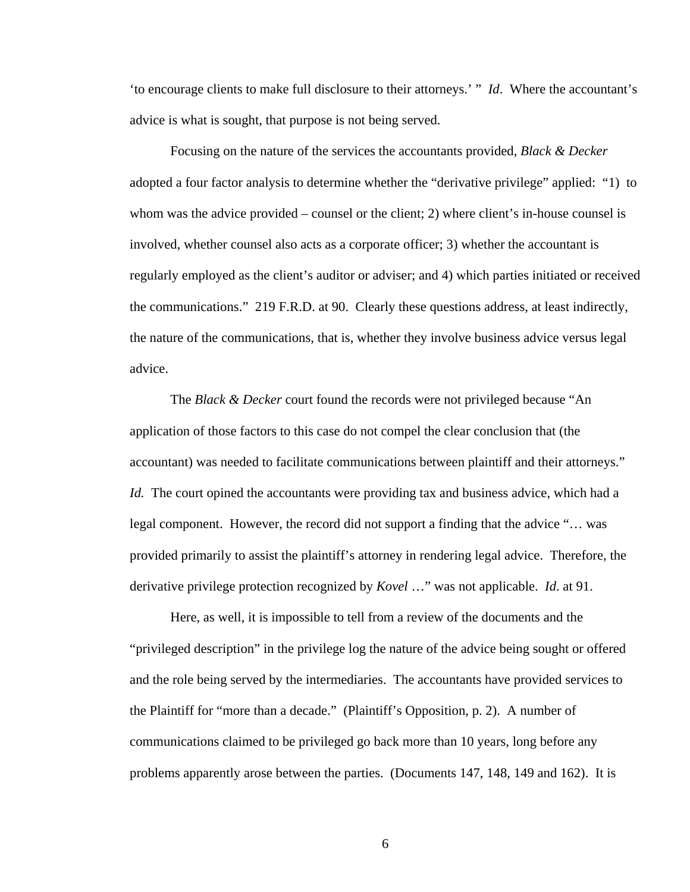'to encourage clients to make full disclosure to their attorneys.' " *Id*. Where the accountant's advice is what is sought, that purpose is not being served.

Focusing on the nature of the services the accountants provided, *Black & Decker* adopted a four factor analysis to determine whether the "derivative privilege" applied: "1) to whom was the advice provided – counsel or the client; 2) where client's in-house counsel is involved, whether counsel also acts as a corporate officer; 3) whether the accountant is regularly employed as the client's auditor or adviser; and 4) which parties initiated or received the communications." 219 F.R.D. at 90. Clearly these questions address, at least indirectly, the nature of the communications, that is, whether they involve business advice versus legal advice.

The *Black & Decker* court found the records were not privileged because "An application of those factors to this case do not compel the clear conclusion that (the accountant) was needed to facilitate communications between plaintiff and their attorneys." *Id.* The court opined the accountants were providing tax and business advice, which had a legal component. However, the record did not support a finding that the advice "… was provided primarily to assist the plaintiff's attorney in rendering legal advice. Therefore, the derivative privilege protection recognized by *Kovel* …" was not applicable. *Id*. at 91.

Here, as well, it is impossible to tell from a review of the documents and the "privileged description" in the privilege log the nature of the advice being sought or offered and the role being served by the intermediaries. The accountants have provided services to the Plaintiff for "more than a decade." (Plaintiff's Opposition, p. 2). A number of communications claimed to be privileged go back more than 10 years, long before any problems apparently arose between the parties. (Documents 147, 148, 149 and 162). It is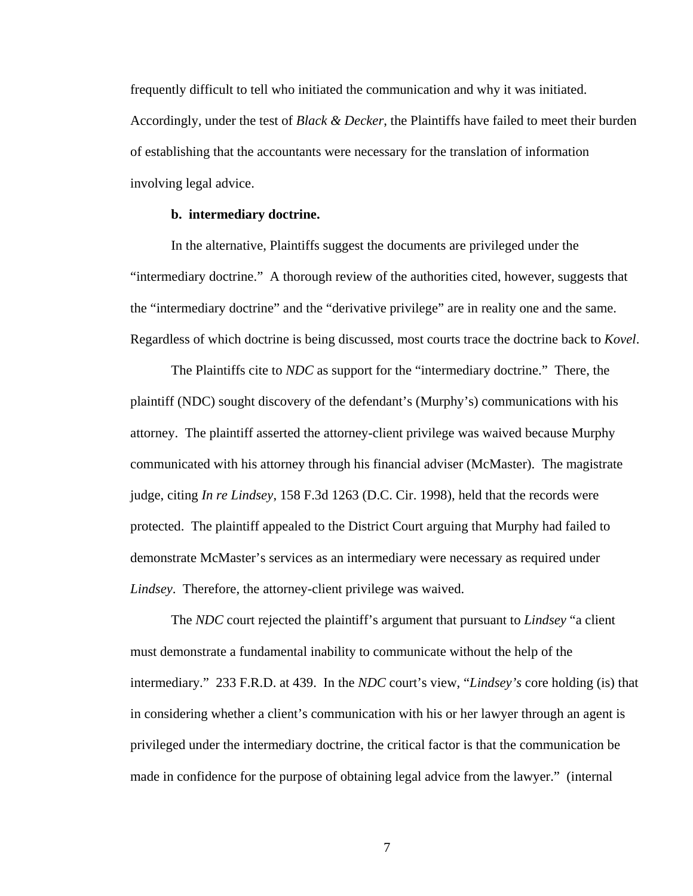frequently difficult to tell who initiated the communication and why it was initiated. Accordingly, under the test of *Black & Decker*, the Plaintiffs have failed to meet their burden of establishing that the accountants were necessary for the translation of information involving legal advice.

**b. intermediary doctrine.**

In the alternative, Plaintiffs suggest the documents are privileged under the "intermediary doctrine." A thorough review of the authorities cited, however, suggests that the "intermediary doctrine" and the "derivative privilege" are in reality one and the same. Regardless of which doctrine is being discussed, most courts trace the doctrine back to *Kovel*.

The Plaintiffs cite to *NDC* as support for the "intermediary doctrine." There, the plaintiff (NDC) sought discovery of the defendant's (Murphy's) communications with his attorney. The plaintiff asserted the attorney-client privilege was waived because Murphy communicated with his attorney through his financial adviser (McMaster). The magistrate judge, citing *In re Lindsey*, 158 F.3d 1263 (D.C. Cir. 1998), held that the records were protected. The plaintiff appealed to the District Court arguing that Murphy had failed to demonstrate McMaster's services as an intermediary were necessary as required under *Lindsey*. Therefore, the attorney-client privilege was waived.

The *NDC* court rejected the plaintiff's argument that pursuant to *Lindsey* "a client must demonstrate a fundamental inability to communicate without the help of the intermediary." 233 F.R.D. at 439. In the *NDC* court's view, "*Lindsey's* core holding (is) that in considering whether a client's communication with his or her lawyer through an agent is privileged under the intermediary doctrine, the critical factor is that the communication be made in confidence for the purpose of obtaining legal advice from the lawyer." (internal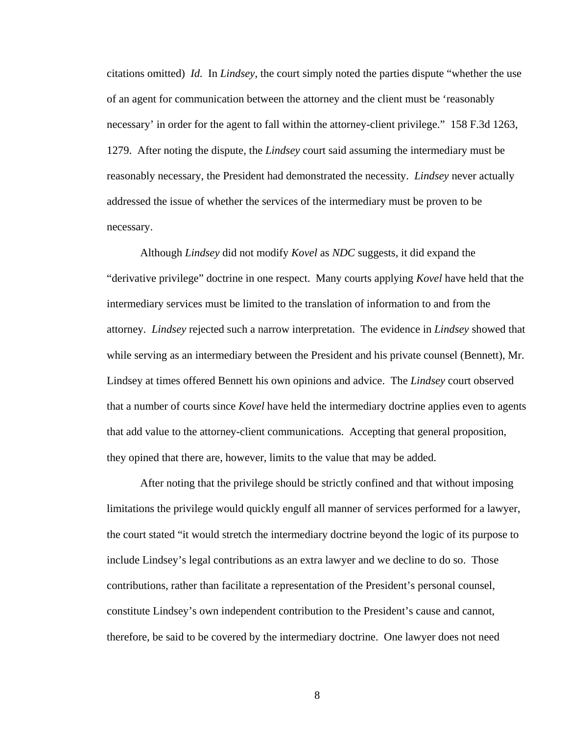citations omitted) *Id.* In *Lindsey*, the court simply noted the parties dispute "whether the use of an agent for communication between the attorney and the client must be 'reasonably necessary' in order for the agent to fall within the attorney-client privilege." 158 F.3d 1263, 1279. After noting the dispute, the *Lindsey* court said assuming the intermediary must be reasonably necessary, the President had demonstrated the necessity. *Lindsey* never actually addressed the issue of whether the services of the intermediary must be proven to be necessary.

Although *Lindsey* did not modify *Kovel* as *NDC* suggests, it did expand the "derivative privilege" doctrine in one respect. Many courts applying *Kovel* have held that the intermediary services must be limited to the translation of information to and from the attorney. *Lindsey* rejected such a narrow interpretation. The evidence in *Lindsey* showed that while serving as an intermediary between the President and his private counsel (Bennett), Mr. Lindsey at times offered Bennett his own opinions and advice. The *Lindsey* court observed that a number of courts since *Kovel* have held the intermediary doctrine applies even to agents that add value to the attorney-client communications. Accepting that general proposition, they opined that there are, however, limits to the value that may be added.

After noting that the privilege should be strictly confined and that without imposing limitations the privilege would quickly engulf all manner of services performed for a lawyer, the court stated "it would stretch the intermediary doctrine beyond the logic of its purpose to include Lindsey's legal contributions as an extra lawyer and we decline to do so. Those contributions, rather than facilitate a representation of the President's personal counsel, constitute Lindsey's own independent contribution to the President's cause and cannot, therefore, be said to be covered by the intermediary doctrine. One lawyer does not need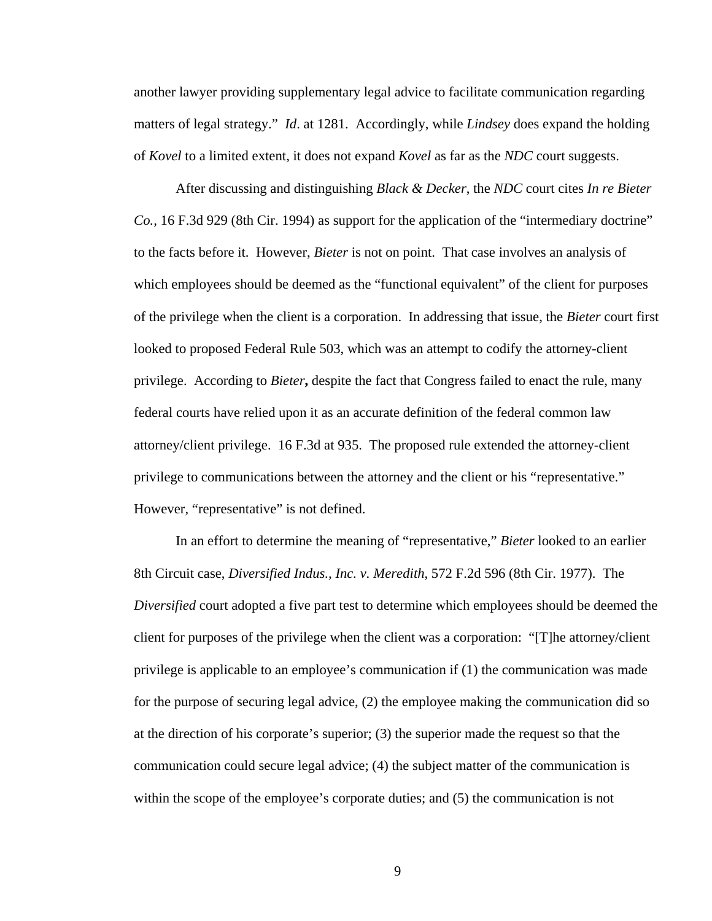another lawyer providing supplementary legal advice to facilitate communication regarding matters of legal strategy." *Id*. at 1281. Accordingly, while *Lindsey* does expand the holding of *Kovel* to a limited extent, it does not expand *Kovel* as far as the *NDC* court suggests.

After discussing and distinguishing *Black & Decker*, the *NDC* court cites *In re Bieter Co.*, 16 F.3d 929 (8th Cir. 1994) as support for the application of the "intermediary doctrine" to the facts before it. However, *Bieter* is not on point. That case involves an analysis of which employees should be deemed as the "functional equivalent" of the client for purposes of the privilege when the client is a corporation. In addressing that issue, the *Bieter* court first looked to proposed Federal Rule 503, which was an attempt to codify the attorney-client privilege. According to *Bieter*, despite the fact that Congress failed to enact the rule, many federal courts have relied upon it as an accurate definition of the federal common law attorney/client privilege. 16 F.3d at 935. The proposed rule extended the attorney-client privilege to communications between the attorney and the client or his "representative." However, "representative" is not defined.

In an effort to determine the meaning of "representative," *Bieter* looked to an earlier 8th Circuit case, *Diversified Indus., Inc. v. Meredith*, 572 F.2d 596 (8th Cir. 1977). The *Diversified* court adopted a five part test to determine which employees should be deemed the client for purposes of the privilege when the client was a corporation: "[T]he attorney/client privilege is applicable to an employee's communication if (1) the communication was made for the purpose of securing legal advice, (2) the employee making the communication did so at the direction of his corporate's superior; (3) the superior made the request so that the communication could secure legal advice; (4) the subject matter of the communication is within the scope of the employee's corporate duties; and (5) the communication is not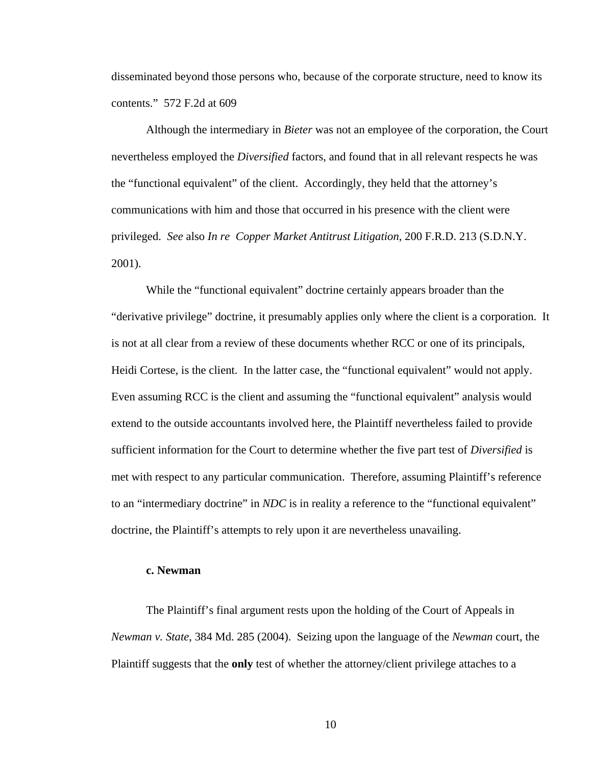disseminated beyond those persons who, because of the corporate structure, need to know its contents." 572 F.2d at 609

Although the intermediary in *Bieter* was not an employee of the corporation, the Court nevertheless employed the *Diversified* factors, and found that in all relevant respects he was the "functional equivalent" of the client. Accordingly, they held that the attorney's communications with him and those that occurred in his presence with the client were privileged. *See* also *In re Copper Market Antitrust Litigation*, 200 F.R.D. 213 (S.D.N.Y. 2001).

While the "functional equivalent" doctrine certainly appears broader than the "derivative privilege" doctrine, it presumably applies only where the client is a corporation. It is not at all clear from a review of these documents whether RCC or one of its principals, Heidi Cortese, is the client. In the latter case, the "functional equivalent" would not apply. Even assuming RCC is the client and assuming the "functional equivalent" analysis would extend to the outside accountants involved here, the Plaintiff nevertheless failed to provide sufficient information for the Court to determine whether the five part test of *Diversified* is met with respect to any particular communication. Therefore, assuming Plaintiff's reference to an "intermediary doctrine" in *NDC* is in reality a reference to the "functional equivalent" doctrine, the Plaintiff's attempts to rely upon it are nevertheless unavailing.

**c. Newman**

The Plaintiff's final argument rests upon the holding of the Court of Appeals in *Newman v. State*, 384 Md. 285 (2004). Seizing upon the language of the *Newman* court, the Plaintiff suggests that the **only** test of whether the attorney/client privilege attaches to a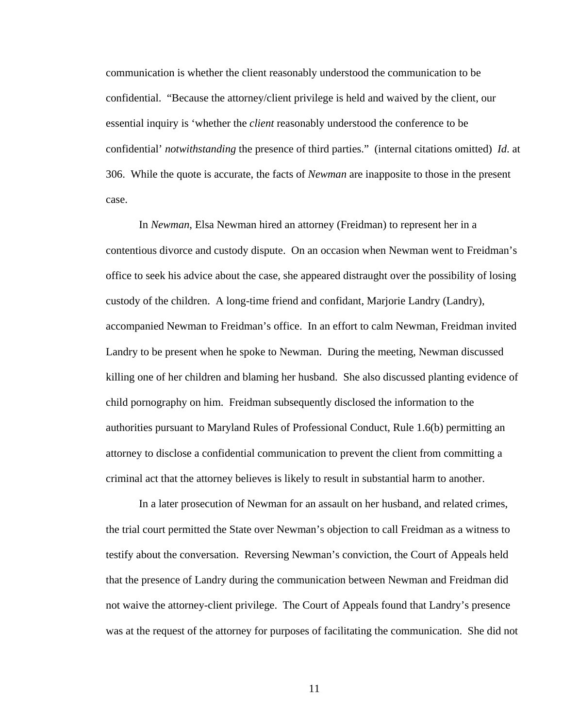communication is whether the client reasonably understood the communication to be confidential. "Because the attorney/client privilege is held and waived by the client, our essential inquiry is 'whether the *client* reasonably understood the conference to be confidential' *notwithstanding* the presence of third parties." (internal citations omitted) *Id*. at 306. While the quote is accurate, the facts of *Newman* are inapposite to those in the present case.

In *Newman*, Elsa Newman hired an attorney (Freidman) to represent her in a contentious divorce and custody dispute. On an occasion when Newman went to Freidman's office to seek his advice about the case, she appeared distraught over the possibility of losing custody of the children. A long-time friend and confidant, Marjorie Landry (Landry), accompanied Newman to Freidman's office. In an effort to calm Newman, Freidman invited Landry to be present when he spoke to Newman. During the meeting, Newman discussed killing one of her children and blaming her husband. She also discussed planting evidence of child pornography on him. Freidman subsequently disclosed the information to the authorities pursuant to Maryland Rules of Professional Conduct, Rule 1.6(b) permitting an attorney to disclose a confidential communication to prevent the client from committing a criminal act that the attorney believes is likely to result in substantial harm to another.

In a later prosecution of Newman for an assault on her husband, and related crimes, the trial court permitted the State over Newman's objection to call Freidman as a witness to testify about the conversation. Reversing Newman's conviction, the Court of Appeals held that the presence of Landry during the communication between Newman and Freidman did not waive the attorney-client privilege. The Court of Appeals found that Landry's presence was at the request of the attorney for purposes of facilitating the communication. She did not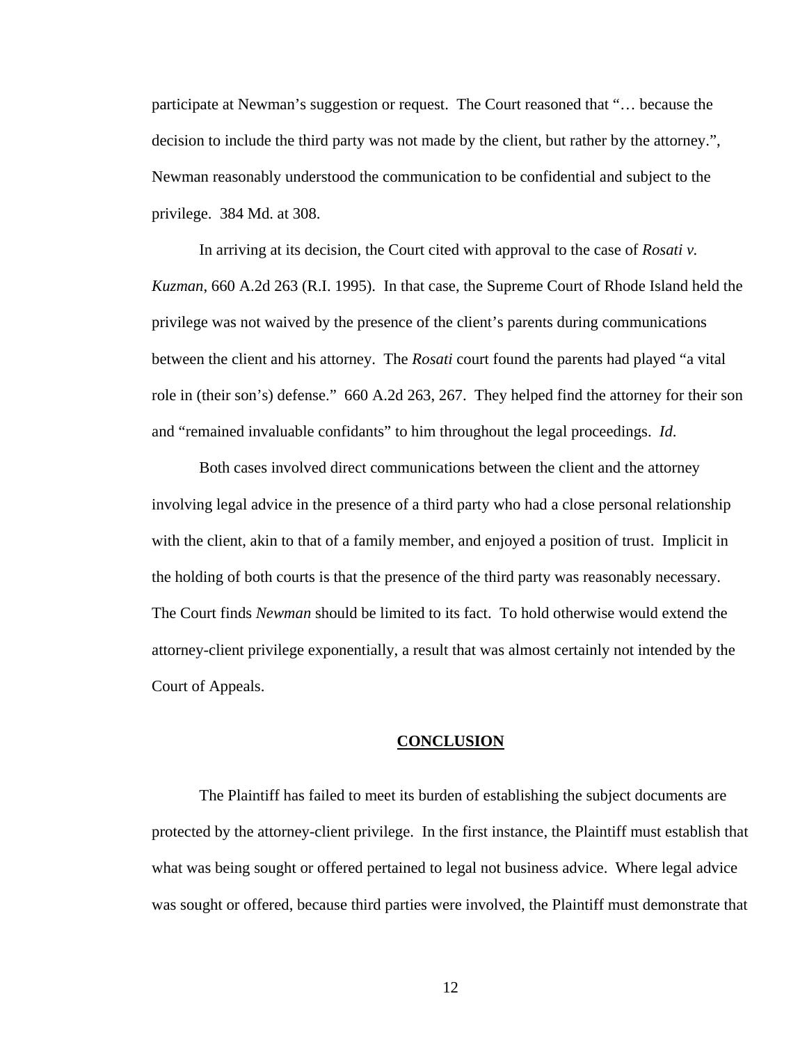participate at Newman's suggestion or request. The Court reasoned that "… because the decision to include the third party was not made by the client, but rather by the attorney.", Newman reasonably understood the communication to be confidential and subject to the privilege. 384 Md. at 308.

In arriving at its decision, the Court cited with approval to the case of *Rosati v. Kuzman*, 660 A.2d 263 (R.I. 1995). In that case, the Supreme Court of Rhode Island held the privilege was not waived by the presence of the client's parents during communications between the client and his attorney. The *Rosati* court found the parents had played "a vital role in (their son's) defense." 660 A.2d 263, 267. They helped find the attorney for their son and "remained invaluable confidants" to him throughout the legal proceedings. *Id.*

Both cases involved direct communications between the client and the attorney involving legal advice in the presence of a third party who had a close personal relationship with the client, akin to that of a family member, and enjoyed a position of trust. Implicit in the holding of both courts is that the presence of the third party was reasonably necessary. The Court finds *Newman* should be limited to its fact. To hold otherwise would extend the attorney-client privilege exponentially, a result that was almost certainly not intended by the Court of Appeals.

## **CONCLUSION**

The Plaintiff has failed to meet its burden of establishing the subject documents are protected by the attorney-client privilege. In the first instance, the Plaintiff must establish that what was being sought or offered pertained to legal not business advice. Where legal advice was sought or offered, because third parties were involved, the Plaintiff must demonstrate that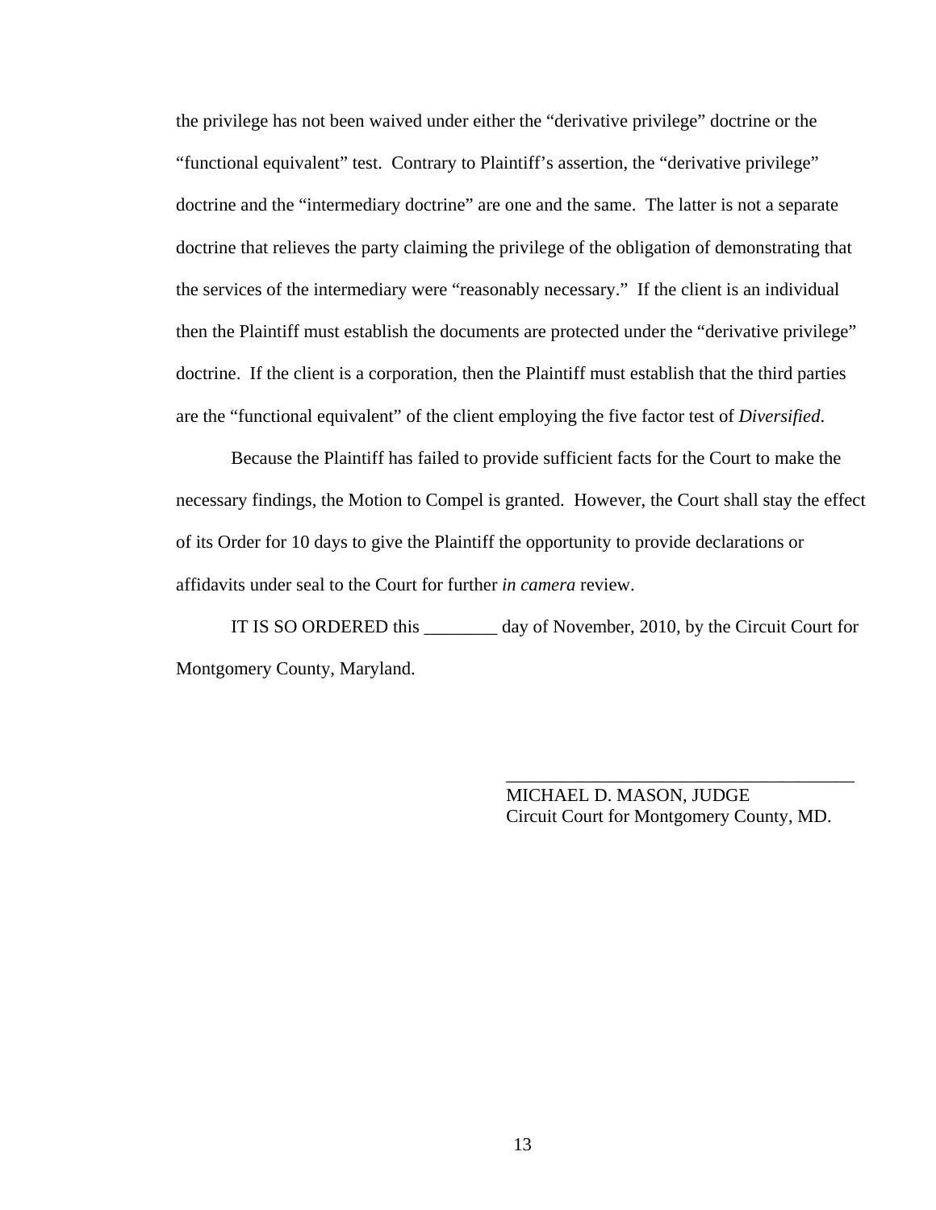the privilege has not been waived under either the "derivative privilege" doctrine or the "functional equivalent" test. Contrary to Plaintiff's assertion, the "derivative privilege" doctrine and the "intermediary doctrine" are one and the same. The latter is not a separate doctrine that relieves the party claiming the privilege of the obligation of demonstrating that the services of the intermediary were "reasonably necessary." If the client is an individual then the Plaintiff must establish the documents are protected under the "derivative privilege" doctrine. If the client is a corporation, then the Plaintiff must establish that the third parties are the "functional equivalent" of the client employing the five factor test of *Diversified*.

Because the Plaintiff has failed to provide sufficient facts for the Court to make the necessary findings, the Motion to Compel is granted. However, the Court shall stay the effect of its Order for 10 days to give the Plaintiff the opportunity to provide declarations or affidavits under seal to the Court for further *in camera* review.

IT IS SO ORDERED this ________ day of November, 2010, by the Circuit Court for Montgomery County, Maryland.

_______________________________________
MICHAEL D. MASON, JUDGE
Circuit Court for Montgomery County, MD.